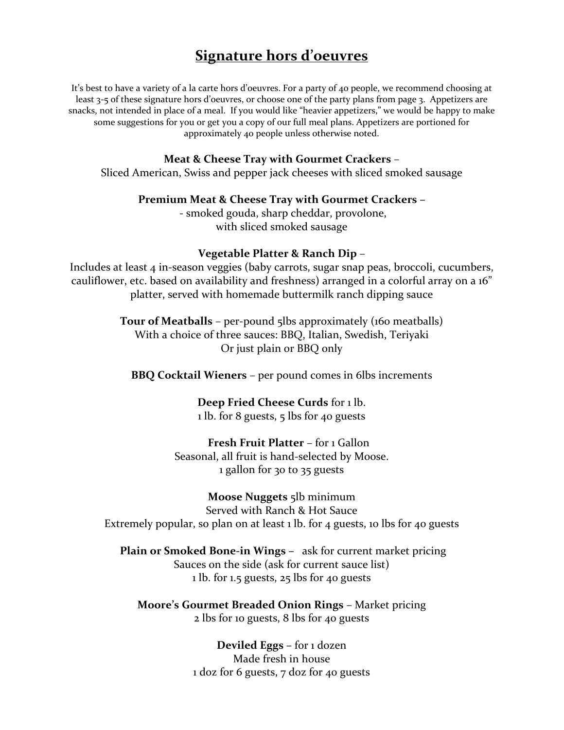# Signature hors d'oeuvres

It's best to have a variety of a la carte hors d'oeuvres. For a party of 40 people, we recommend choosing at least 3-5 of these signature hors d'oeuvres, or choose one of the party plans from page 3. Appetizers are snacks, not intended in place of a meal. If you would like "heavier appetizers," we would be happy to make some suggestions for you or get you a copy of our full meal plans. Appetizers are portioned for approximately 40 people unless otherwise noted.

**Meat & Cheese Tray with Gourmet Crackers** –
Sliced American, Swiss and pepper jack cheeses with sliced smoked sausage

**Premium Meat & Cheese Tray with Gourmet Crackers** –
- smoked gouda, sharp cheddar, provolone,
with sliced smoked sausage

**Vegetable Platter & Ranch Dip** –
Includes at least 4 in-season veggies (baby carrots, sugar snap peas, broccoli, cucumbers, cauliflower, etc. based on availability and freshness) arranged in a colorful array on a 16" platter, served with homemade buttermilk ranch dipping sauce

**Tour of Meatballs** – per-pound 5lbs approximately (160 meatballs)
With a choice of three sauces: BBQ, Italian, Swedish, Teriyaki
Or just plain or BBQ only

**BBQ Cocktail Wieners** – per pound comes in 6lbs increments

**Deep Fried Cheese Curds** for 1 lb.
1 lb. for 8 guests, 5 lbs for 40 guests

**Fresh Fruit Platter** – for 1 Gallon
Seasonal, all fruit is hand-selected by Moose.
1 gallon for 30 to 35 guests

**Moose Nuggets** 5lb minimum
Served with Ranch & Hot Sauce
Extremely popular, so plan on at least 1 lb. for 4 guests, 10 lbs for 40 guests

**Plain or Smoked Bone-in Wings** – ask for current market pricing
Sauces on the side (ask for current sauce list)
1 lb. for 1.5 guests, 25 lbs for 40 guests

**Moore's Gourmet Breaded Onion Rings** – Market pricing
2 lbs for 10 guests, 8 lbs for 40 guests

**Deviled Eggs** – for 1 dozen
Made fresh in house
1 doz for 6 guests, 7 doz for 40 guests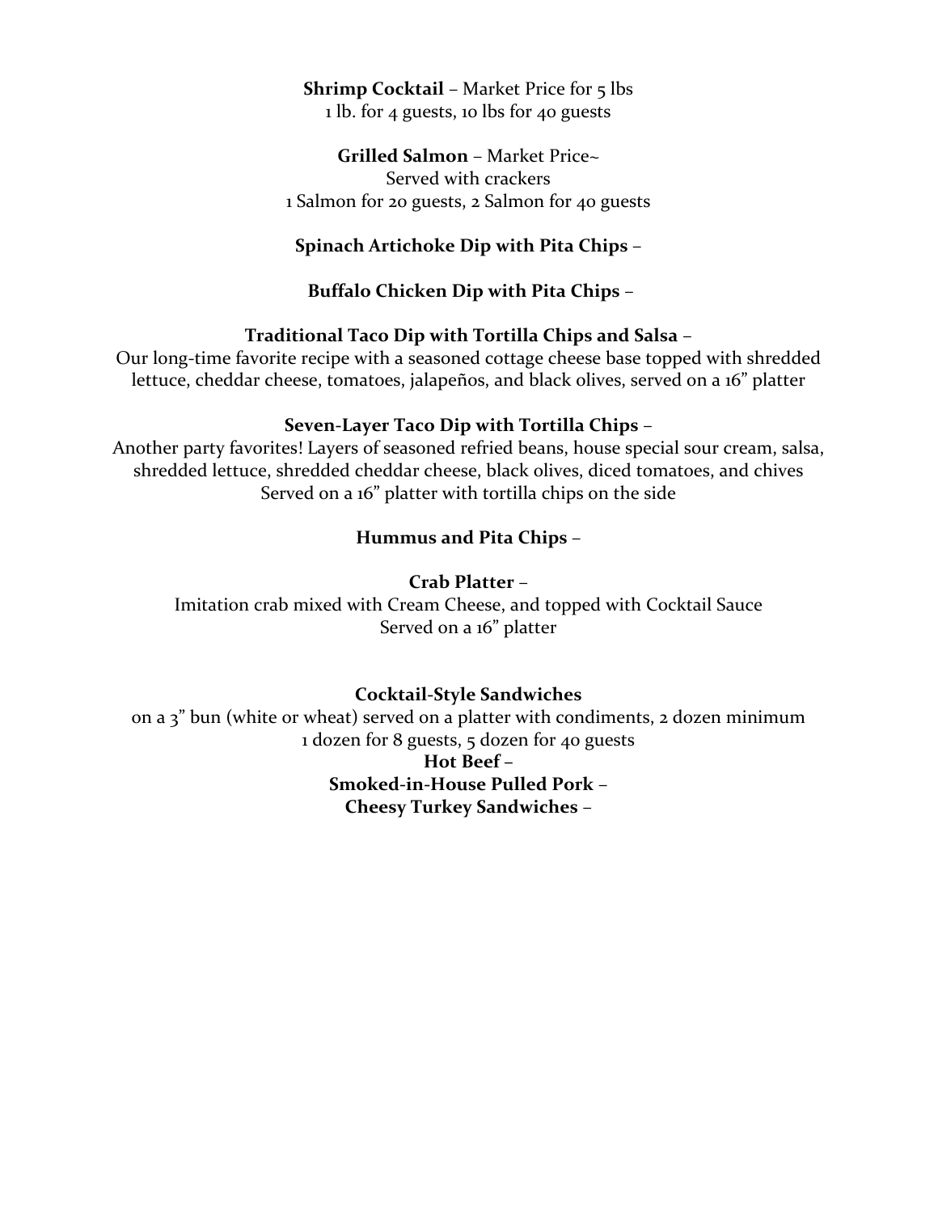**Shrimp Cocktail** – Market Price for 5 lbs
1 lb. for 4 guests, 10 lbs for 40 guests

**Grilled Salmon** – Market Price~
Served with crackers
1 Salmon for 20 guests, 2 Salmon for 40 guests

**Spinach Artichoke Dip with Pita Chips** –

**Buffalo Chicken Dip with Pita Chips** –

**Traditional Taco Dip with Tortilla Chips and Salsa** –
Our long-time favorite recipe with a seasoned cottage cheese base topped with shredded lettuce, cheddar cheese, tomatoes, jalapeños, and black olives, served on a 16" platter

**Seven-Layer Taco Dip with Tortilla Chips** –
Another party favorites! Layers of seasoned refried beans, house special sour cream, salsa, shredded lettuce, shredded cheddar cheese, black olives, diced tomatoes, and chives
Served on a 16" platter with tortilla chips on the side

**Hummus and Pita Chips** –

**Crab Platter** –
Imitation crab mixed with Cream Cheese, and topped with Cocktail Sauce
Served on a 16" platter

**Cocktail-Style Sandwiches**
on a 3" bun (white or wheat) served on a platter with condiments, 2 dozen minimum
1 dozen for 8 guests, 5 dozen for 40 guests

**Hot Beef** –
**Smoked-in-House Pulled Pork** –
**Cheesy Turkey Sandwiches** –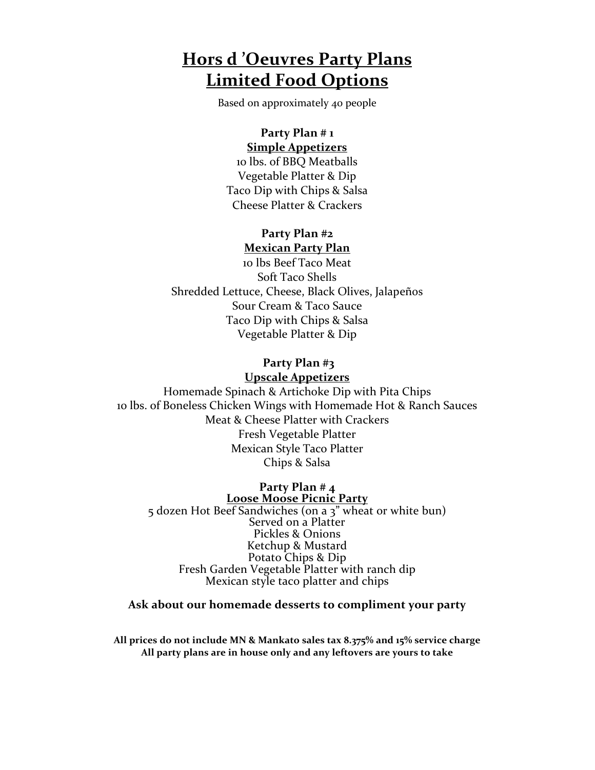# Hors d 'Oeuvres Party Plans
# Limited Food Options

Based on approximately 40 people

**Party Plan # 1**
**Simple Appetizers**

10 lbs. of BBQ Meatballs
Vegetable Platter & Dip
Taco Dip with Chips & Salsa
Cheese Platter & Crackers

**Party Plan #2**
**Mexican Party Plan**

10 lbs Beef Taco Meat
Soft Taco Shells
Shredded Lettuce, Cheese, Black Olives, Jalapeños
Sour Cream & Taco Sauce
Taco Dip with Chips & Salsa
Vegetable Platter & Dip

**Party Plan #3**
**Upscale Appetizers**

Homemade Spinach & Artichoke Dip with Pita Chips
10 lbs. of Boneless Chicken Wings with Homemade Hot & Ranch Sauces
Meat & Cheese Platter with Crackers
Fresh Vegetable Platter
Mexican Style Taco Platter
Chips & Salsa

**Party Plan # 4**
**Loose Moose Picnic Party**

5 dozen Hot Beef Sandwiches (on a 3" wheat or white bun)
Served on a Platter
Pickles & Onions
Ketchup & Mustard
Potato Chips & Dip
Fresh Garden Vegetable Platter with ranch dip
Mexican style taco platter and chips

**Ask about our homemade desserts to compliment your party**

**All prices do not include MN & Mankato sales tax 8.375% and 15% service charge**
**All party plans are in house only and any leftovers are yours to take**